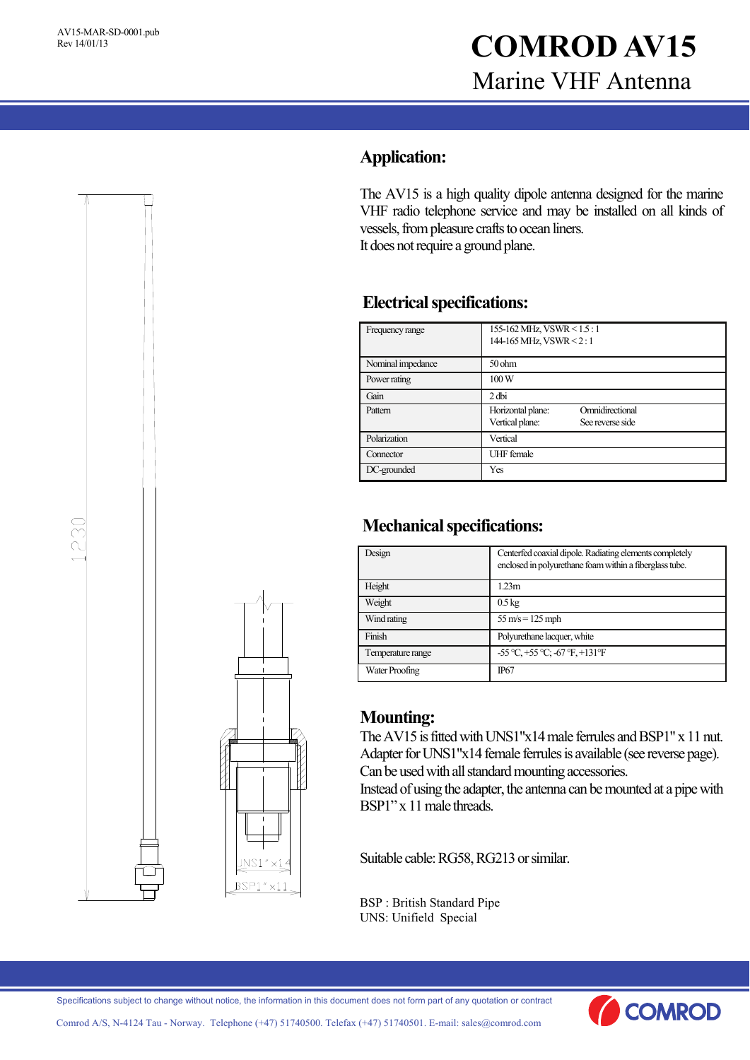AV15-MAR-SD-0001.pub
Rev 14/01/13

# COMROD AV15

## Marine VHF Antenna

## Application:

The AV15 is a high quality dipole antenna designed for the marine VHF radio telephone service and may be installed on all kinds of vessels, from pleasure crafts to ocean liners.
It does not require a ground plane.

## Electrical specifications:

| | |
|---|---|
| Frequency range | 155-162 MHz, VSWR < 1.5 : 1<br>144-165 MHz, VSWR < 2 : 1 |
| Nominal impedance | 50 ohm |
| Power rating | 100 W |
| Gain | 2 dbi |
| Pattern | Horizontal plane: Omnidirectional<br>Vertical plane: See reverse side |
| Polarization | Vertical |
| Connector | UHF female |
| DC-grounded | Yes |

## Mechanical specifications:

| | |
|---|---|
| Design | Centerfed coaxial dipole. Radiating elements completely enclosed in polyurethane foam within a fiberglass tube. |
| Height | 1.23m |
| Weight | 0.5 kg |
| Wind rating | 55 m/s = 125 mph |
| Finish | Polyurethane lacquer, white |
| Temperature range | -55 °C, +55 °C; -67 °F, +131°F |
| Water Proofing | IP67 |

## Mounting:

The AV15 is fitted with UNS1"x14 male ferrules and BSP1" x 11 nut.
Adapter for UNS1"x14 female ferrules is available (see reverse page).
Can be used with all standard mounting accessories.
Instead of using the adapter, the antenna can be mounted at a pipe with BSP1" x 11 male threads.

Suitable cable: RG58, RG213 or similar.

BSP : British Standard Pipe
UNS: Unifield Special

1230

UNS1"x14

BSP1"x11

Specifications subject to change without notice, the information in this document does not form part of any quotation or contract

Comrod A/S, N-4124 Tau - Norway. Telephone (+47) 51740500. Telefax (+47) 51740501. E-mail: sales@comrod.com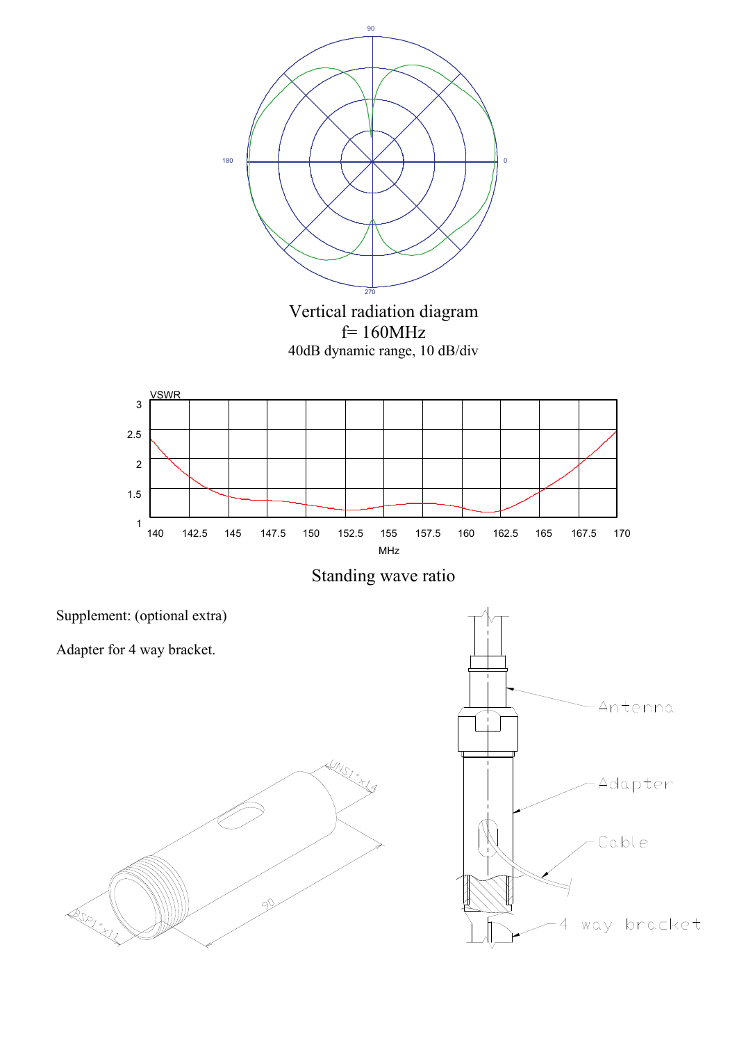90

180

0

270

Vertical radiation diagram
f= 160MHz
40dB dynamic range, 10 dB/div

VSWR

3
2.5
2
1.5
1

140 142.5 145 147.5 150 152.5 155 157.5 160 162.5 165 167.5 170

MHz

Standing wave ratio

Supplement: (optional extra)

Adapter for 4 way bracket.

UNS1"x14

90

BSP1"x11

Antenna

Adapter

Cable

4 way bracket